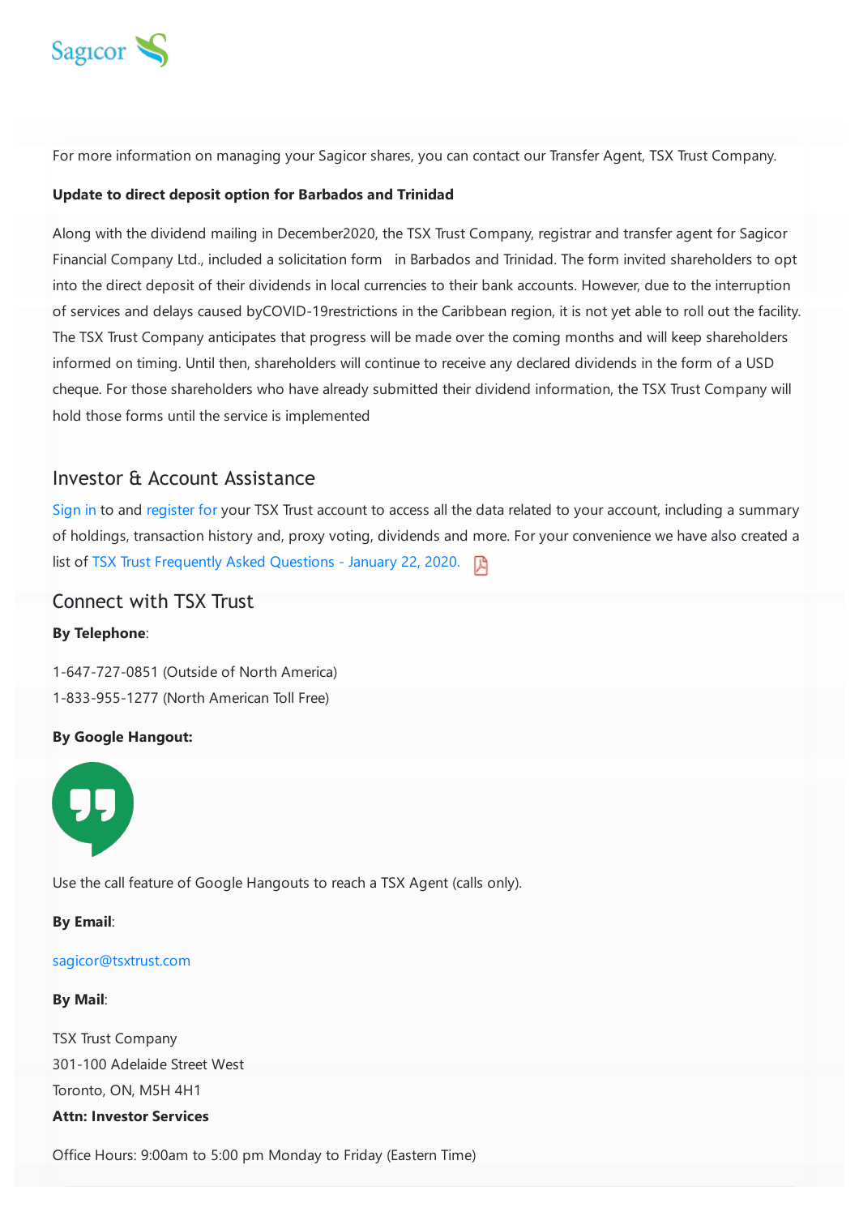For more information on managing your Sagicor shares, you can contact our Transfer Agent, TSX Trust Company.

**Update to direct deposit option for Barbados and Trinidad**

Along with the dividend mailing in December2020, the TSX Trust Company, registrar and transfer agent for Sagicor Financial Company Ltd., included a solicitation form in Barbados and Trinidad. The form invited shareholders to opt into the direct deposit of their dividends in local currencies to their bank accounts. However, due to the interruption of services and delays caused byCOVID-19restrictions in the Caribbean region, it is not yet able to roll out the facility. The TSX Trust Company anticipates that progress will be made over the coming months and will keep shareholders informed on timing. Until then, shareholders will continue to receive any declared dividends in the form of a USD cheque. For those shareholders who have already submitted their dividend information, the TSX Trust Company will hold those forms until the service is implemented

## Investor & Account Assistance

Sign in to and register for your TSX Trust account to access all the data related to your account, including a summary of holdings, transaction history and, proxy voting, dividends and more. For your convenience we have also created a list of TSX Trust Frequently Asked Questions - January 22, 2020.

## Connect with TSX Trust

**By Telephone**:

1-647-727-0851 (Outside of North America)
1-833-955-1277 (North American Toll Free)

**By Google Hangout:**

Use the call feature of Google Hangouts to reach a TSX Agent (calls only).

**By Email**:

sagicor@tsxtrust.com

**By Mail**:

TSX Trust Company
301-100 Adelaide Street West
Toronto, ON, M5H 4H1
**Attn: Investor Services**

Office Hours: 9:00am to 5:00 pm Monday to Friday (Eastern Time)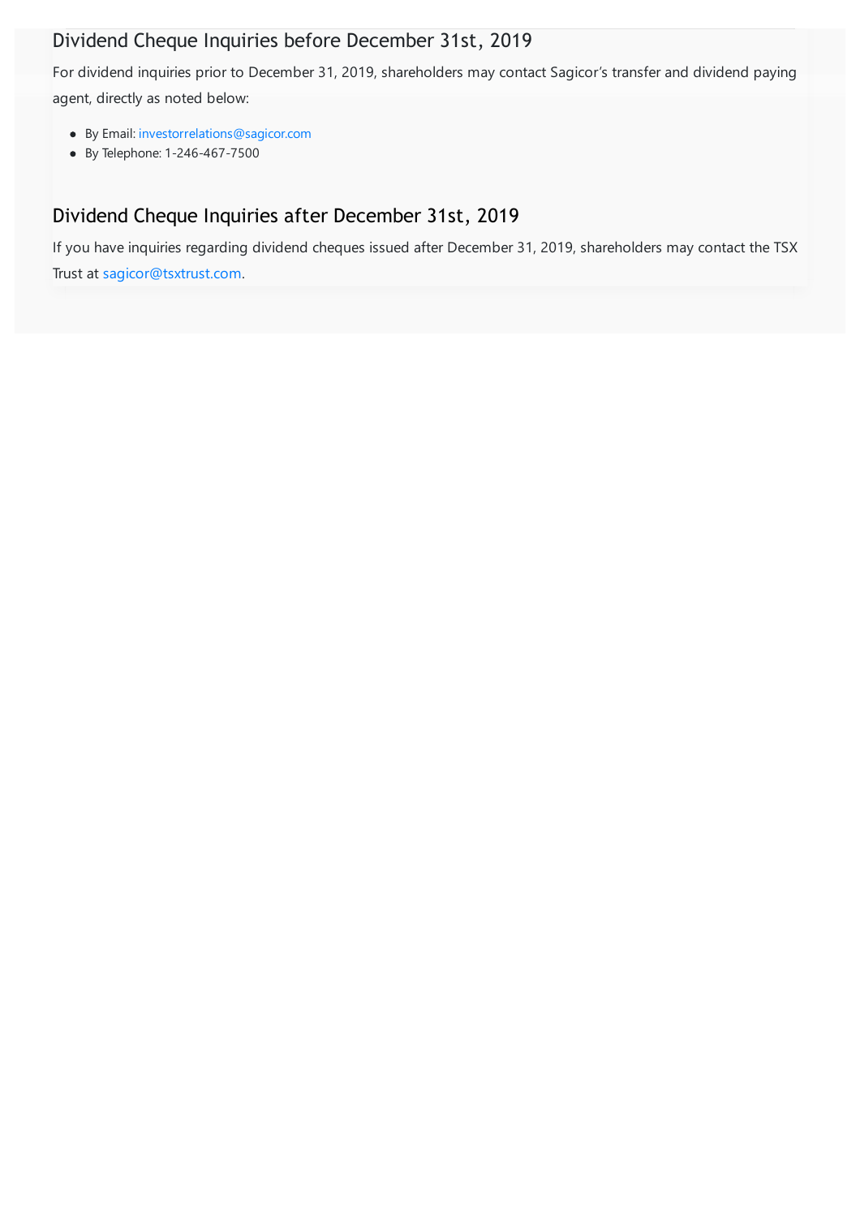## Dividend Cheque Inquiries before December 31st, 2019

For dividend inquiries prior to December 31, 2019, shareholders may contact Sagicor's transfer and dividend paying agent, directly as noted below:

- By Email: investorrelations@sagicor.com
- By Telephone: 1-246-467-7500

## Dividend Cheque Inquiries after December 31st, 2019

If you have inquiries regarding dividend cheques issued after December 31, 2019, shareholders may contact the TSX Trust at sagicor@tsxtrust.com.